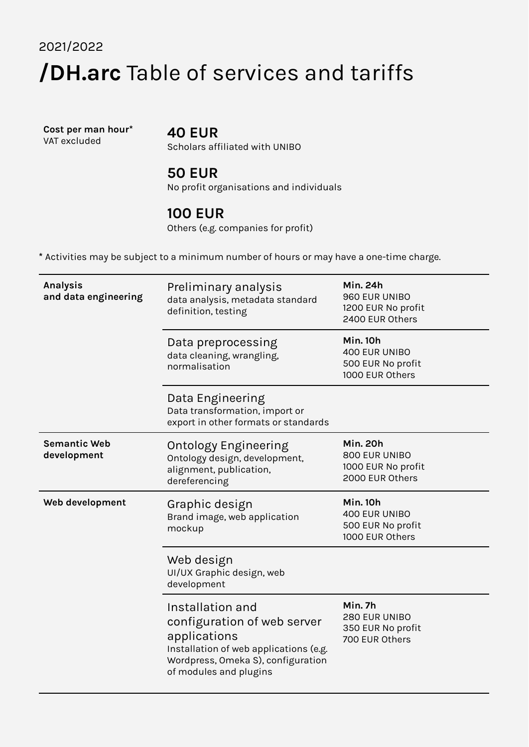2021/2022

# **/DH.arc** Table of services and tariffs

| **Cost per man hour*** VAT excluded | |
|---|---|
| | **40 EUR** Scholars affiliated with UNIBO |
| | **50 EUR** No profit organisations and individuals |
| | **100 EUR** Others (e.g. companies for profit) |

* Activities may be subject to a minimum number of hours or may have a one-time charge.

| | | |
|---|---|---|
| **Analysis and data engineering** | Preliminary analysis<br>data analysis, metadata standard definition, testing | **Min. 24h**<br>960 EUR UNIBO<br>1200 EUR No profit<br>2400 EUR Others |
| | Data preprocessing<br>data cleaning, wrangling, normalisation | **Min. 10h**<br>400 EUR UNIBO<br>500 EUR No profit<br>1000 EUR Others |
| | Data Engineering<br>Data transformation, import or export in other formats or standards | |
| **Semantic Web development** | Ontology Engineering<br>Ontology design, development, alignment, publication, dereferencing | **Min. 20h**<br>800 EUR UNIBO<br>1000 EUR No profit<br>2000 EUR Others |
| **Web development** | Graphic design<br>Brand image, web application mockup | **Min. 10h**<br>400 EUR UNIBO<br>500 EUR No profit<br>1000 EUR Others |
| | Web design<br>UI/UX Graphic design, web development | |
| | Installation and configuration of web server applications<br>Installation of web applications (e.g. Wordpress, Omeka S), configuration of modules and plugins | **Min. 7h**<br>280 EUR UNIBO<br>350 EUR No profit<br>700 EUR Others |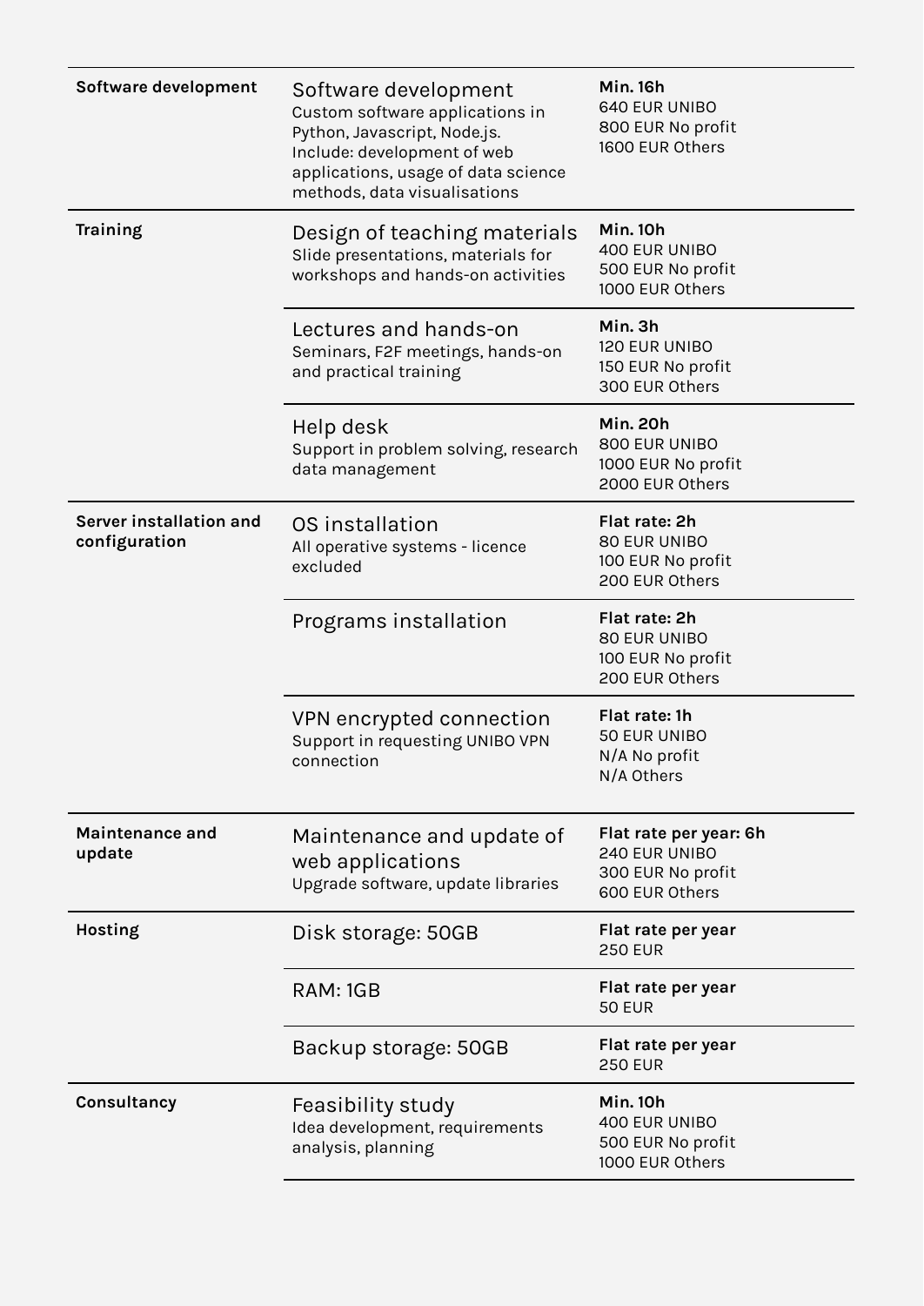| Category | Service | Price |
|---|---|---|
| **Software development** | Software development<br>Custom software applications in Python, Javascript, Node.js. Include: development of web applications, usage of data science methods, data visualisations | **Min. 16h**<br>640 EUR UNIBO<br>800 EUR No profit<br>1600 EUR Others |
| **Training** | Design of teaching materials<br>Slide presentations, materials for workshops and hands-on activities | **Min. 10h**<br>400 EUR UNIBO<br>500 EUR No profit<br>1000 EUR Others |
| | Lectures and hands-on<br>Seminars, F2F meetings, hands-on and practical training | **Min. 3h**<br>120 EUR UNIBO<br>150 EUR No profit<br>300 EUR Others |
| | Help desk<br>Support in problem solving, research data management | **Min. 20h**<br>800 EUR UNIBO<br>1000 EUR No profit<br>2000 EUR Others |
| **Server installation and configuration** | OS installation<br>All operative systems - licence excluded | **Flat rate: 2h**<br>80 EUR UNIBO<br>100 EUR No profit<br>200 EUR Others |
| | Programs installation | **Flat rate: 2h**<br>80 EUR UNIBO<br>100 EUR No profit<br>200 EUR Others |
| | VPN encrypted connection<br>Support in requesting UNIBO VPN connection | **Flat rate: 1h**<br>50 EUR UNIBO<br>N/A No profit<br>N/A Others |
| **Maintenance and update** | Maintenance and update of web applications<br>Upgrade software, update libraries | **Flat rate per year: 6h**<br>240 EUR UNIBO<br>300 EUR No profit<br>600 EUR Others |
| **Hosting** | Disk storage: 50GB | **Flat rate per year**<br>250 EUR |
| | RAM: 1GB | **Flat rate per year**<br>50 EUR |
| | Backup storage: 50GB | **Flat rate per year**<br>250 EUR |
| **Consultancy** | Feasibility study<br>Idea development, requirements analysis, planning | **Min. 10h**<br>400 EUR UNIBO<br>500 EUR No profit<br>1000 EUR Others |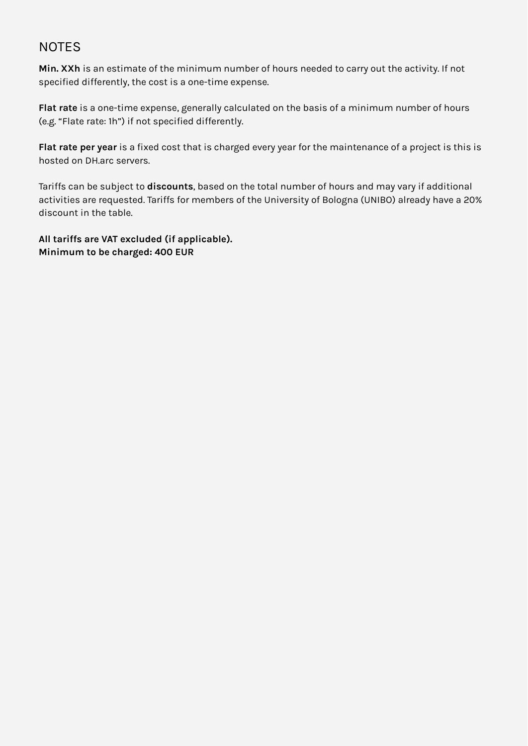## NOTES

**Min. XXh** is an estimate of the minimum number of hours needed to carry out the activity. If not specified differently, the cost is a one-time expense.

**Flat rate** is a one-time expense, generally calculated on the basis of a minimum number of hours (e.g. "Flate rate: 1h") if not specified differently.

**Flat rate per year** is a fixed cost that is charged every year for the maintenance of a project is this is hosted on DH.arc servers.

Tariffs can be subject to **discounts**, based on the total number of hours and may vary if additional activities are requested. Tariffs for members of the University of Bologna (UNIBO) already have a 20% discount in the table.

**All tariffs are VAT excluded (if applicable).**
**Minimum to be charged: 400 EUR**